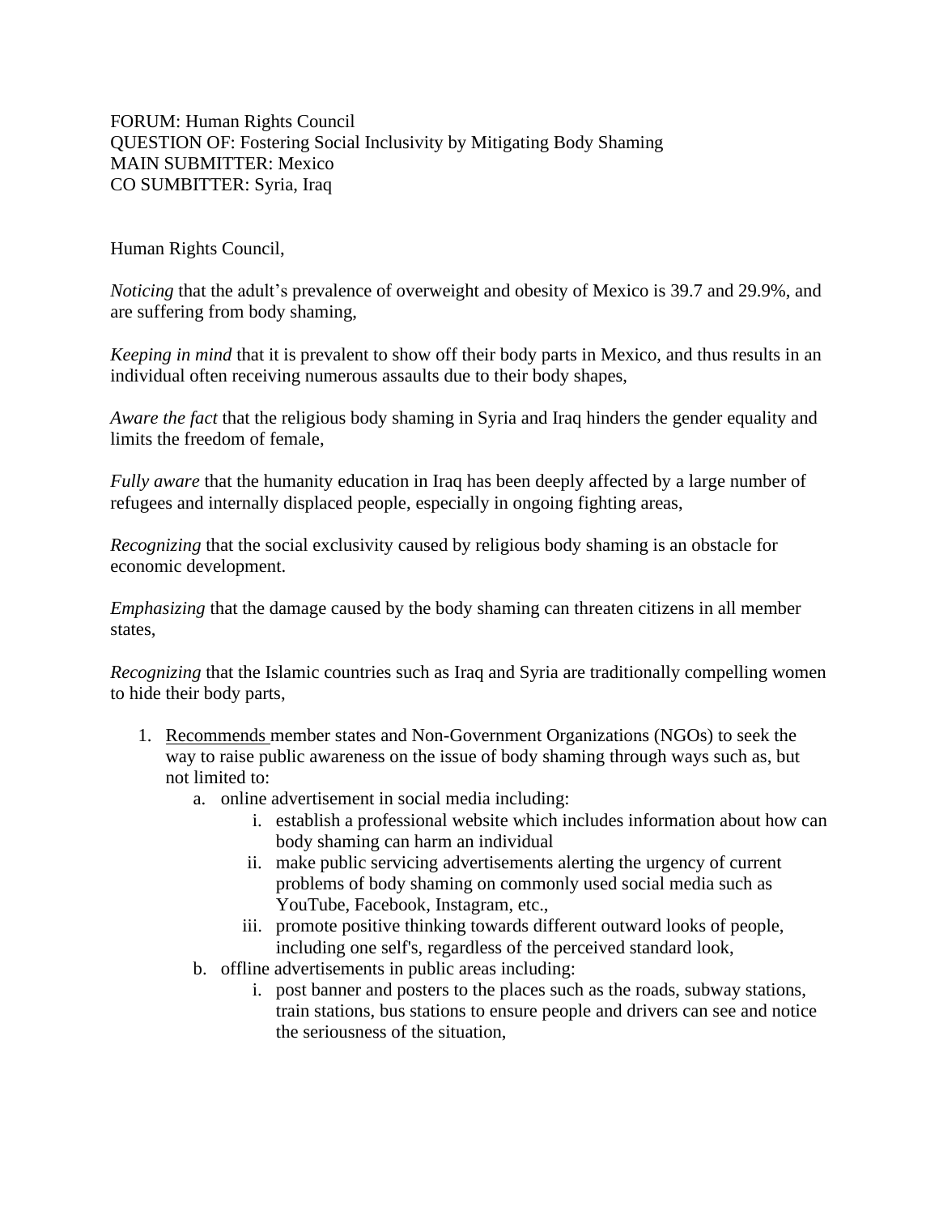FORUM: Human Rights Council
QUESTION OF: Fostering Social Inclusivity by Mitigating Body Shaming
MAIN SUBMITTER: Mexico
CO SUMBITTER: Syria, Iraq

Human Rights Council,

*Noticing* that the adult's prevalence of overweight and obesity of Mexico is 39.7 and 29.9%, and are suffering from body shaming,

*Keeping in mind* that it is prevalent to show off their body parts in Mexico, and thus results in an individual often receiving numerous assaults due to their body shapes,

*Aware the fact* that the religious body shaming in Syria and Iraq hinders the gender equality and limits the freedom of female,

*Fully aware* that the humanity education in Iraq has been deeply affected by a large number of refugees and internally displaced people, especially in ongoing fighting areas,

*Recognizing* that the social exclusivity caused by religious body shaming is an obstacle for economic development.

*Emphasizing* that the damage caused by the body shaming can threaten citizens in all member states,

*Recognizing* that the Islamic countries such as Iraq and Syria are traditionally compelling women to hide their body parts,

1. <u>Recommends</u> member states and Non-Government Organizations (NGOs) to seek the way to raise public awareness on the issue of body shaming through ways such as, but not limited to:
    a. online advertisement in social media including:
        i. establish a professional website which includes information about how can body shaming can harm an individual
        ii. make public servicing advertisements alerting the urgency of current problems of body shaming on commonly used social media such as YouTube, Facebook, Instagram, etc.,
        iii. promote positive thinking towards different outward looks of people, including one self's, regardless of the perceived standard look,
    b. offline advertisements in public areas including:
        i. post banner and posters to the places such as the roads, subway stations, train stations, bus stations to ensure people and drivers can see and notice the seriousness of the situation,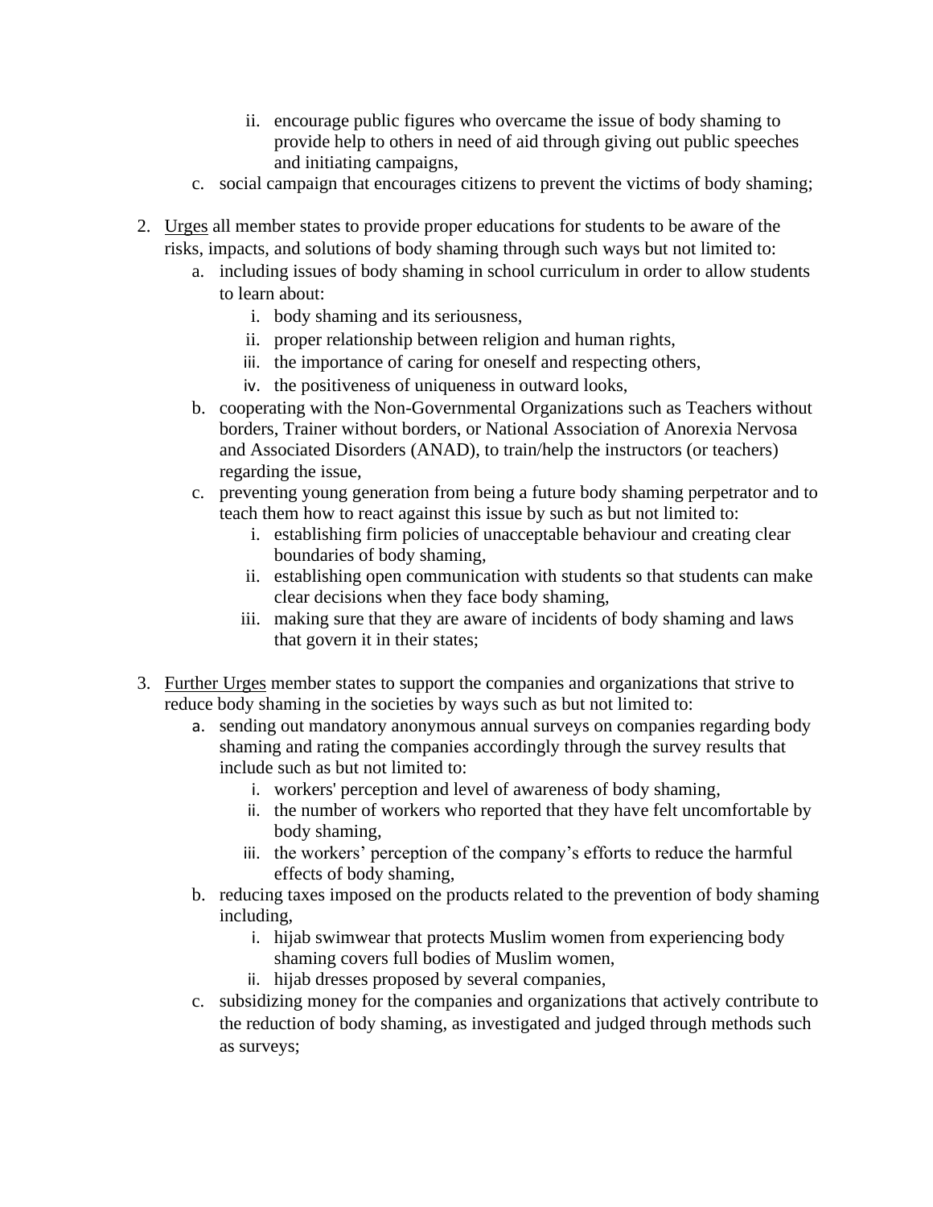ii. encourage public figures who overcame the issue of body shaming to provide help to others in need of aid through giving out public speeches and initiating campaigns,

  c. social campaign that encourages citizens to prevent the victims of body shaming;

2. <u>Urges</u> all member states to provide proper educations for students to be aware of the risks, impacts, and solutions of body shaming through such ways but not limited to:
   a. including issues of body shaming in school curriculum in order to allow students to learn about:
      i. body shaming and its seriousness,
      ii. proper relationship between religion and human rights,
      iii. the importance of caring for oneself and respecting others,
      iv. the positiveness of uniqueness in outward looks,
   b. cooperating with the Non-Governmental Organizations such as Teachers without borders, Trainer without borders, or National Association of Anorexia Nervosa and Associated Disorders (ANAD), to train/help the instructors (or teachers) regarding the issue,
   c. preventing young generation from being a future body shaming perpetrator and to teach them how to react against this issue by such as but not limited to:
      i. establishing firm policies of unacceptable behaviour and creating clear boundaries of body shaming,
      ii. establishing open communication with students so that students can make clear decisions when they face body shaming,
      iii. making sure that they are aware of incidents of body shaming and laws that govern it in their states;

3. <u>Further Urges</u> member states to support the companies and organizations that strive to reduce body shaming in the societies by ways such as but not limited to:
   a. sending out mandatory anonymous annual surveys on companies regarding body shaming and rating the companies accordingly through the survey results that include such as but not limited to:
      i. workers' perception and level of awareness of body shaming,
      ii. the number of workers who reported that they have felt uncomfortable by body shaming,
      iii. the workers' perception of the company's efforts to reduce the harmful effects of body shaming,
   b. reducing taxes imposed on the products related to the prevention of body shaming including,
      i. hijab swimwear that protects Muslim women from experiencing body shaming covers full bodies of Muslim women,
      ii. hijab dresses proposed by several companies,
   c. subsidizing money for the companies and organizations that actively contribute to the reduction of body shaming, as investigated and judged through methods such as surveys;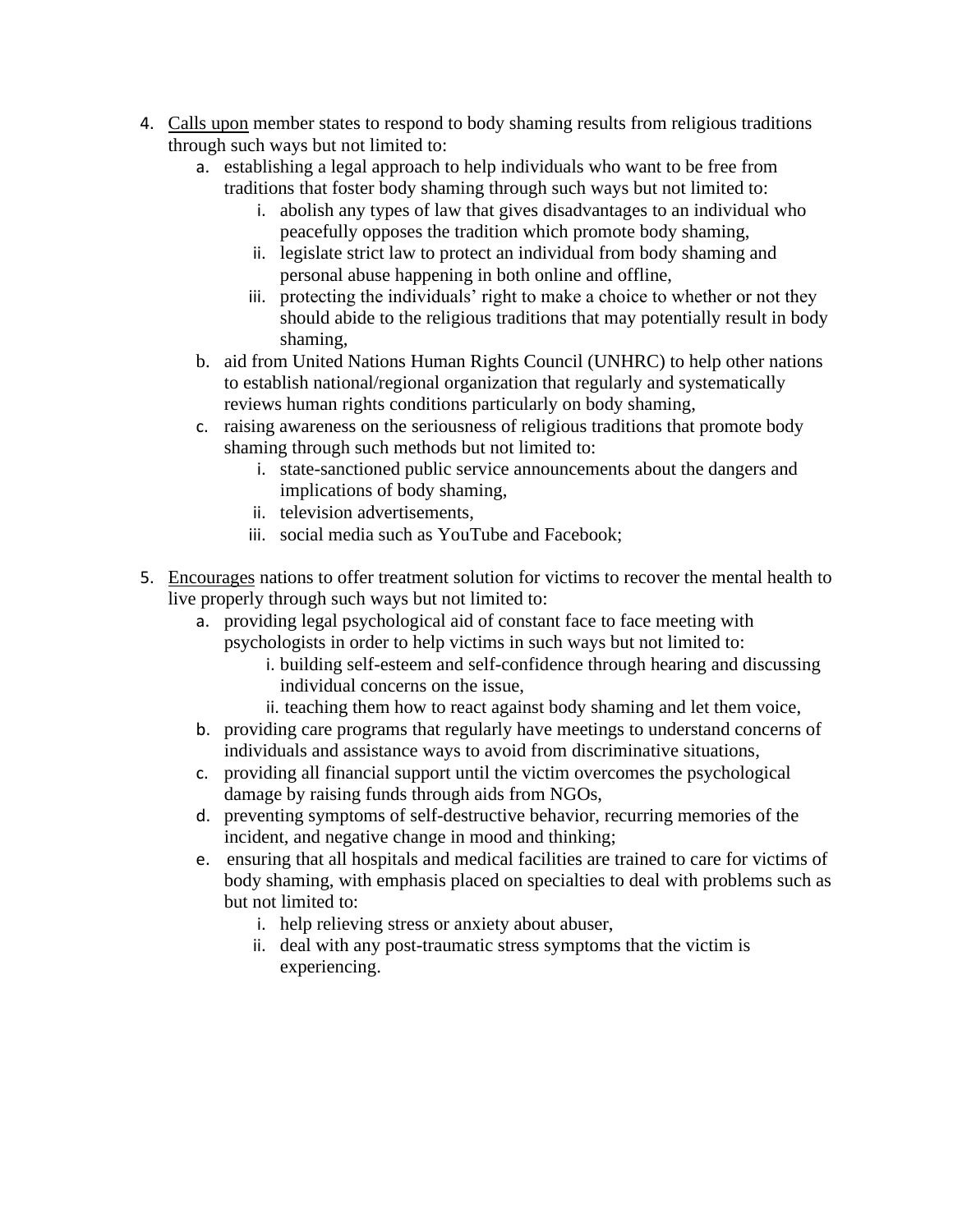4. <u>Calls upon</u> member states to respond to body shaming results from religious traditions through such ways but not limited to:
    a. establishing a legal approach to help individuals who want to be free from traditions that foster body shaming through such ways but not limited to:
        i. abolish any types of law that gives disadvantages to an individual who peacefully opposes the tradition which promote body shaming,
        ii. legislate strict law to protect an individual from body shaming and personal abuse happening in both online and offline,
        iii. protecting the individuals' right to make a choice to whether or not they should abide to the religious traditions that may potentially result in body shaming,
    b. aid from United Nations Human Rights Council (UNHRC) to help other nations to establish national/regional organization that regularly and systematically reviews human rights conditions particularly on body shaming,
    c. raising awareness on the seriousness of religious traditions that promote body shaming through such methods but not limited to:
        i. state-sanctioned public service announcements about the dangers and implications of body shaming,
        ii. television advertisements,
        iii. social media such as YouTube and Facebook;

5. <u>Encourages</u> nations to offer treatment solution for victims to recover the mental health to live properly through such ways but not limited to:
    a. providing legal psychological aid of constant face to face meeting with psychologists in order to help victims in such ways but not limited to:
        i. building self-esteem and self-confidence through hearing and discussing individual concerns on the issue,
        ii. teaching them how to react against body shaming and let them voice,
    b. providing care programs that regularly have meetings to understand concerns of individuals and assistance ways to avoid from discriminative situations,
    c. providing all financial support until the victim overcomes the psychological damage by raising funds through aids from NGOs,
    d. preventing symptoms of self-destructive behavior, recurring memories of the incident, and negative change in mood and thinking;
    e. ensuring that all hospitals and medical facilities are trained to care for victims of body shaming, with emphasis placed on specialties to deal with problems such as but not limited to:
        i. help relieving stress or anxiety about abuser,
        ii. deal with any post-traumatic stress symptoms that the victim is experiencing.